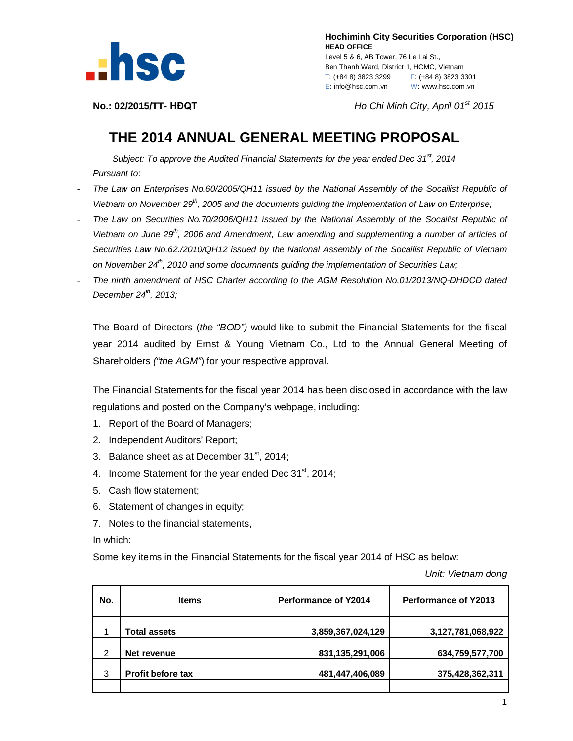**Hochiminh City Securities Corporation (HSC)**
**HEAD OFFICE**
Level 5 & 6, AB Tower, 76 Le Lai St.,
Ben Thanh Ward, District 1, HCMC, Vietnam
T: (+84 8) 3823 3299  F: (+84 8) 3823 3301
E: info@hsc.com.vn  W: www.hsc.com.vn

**No.: 02/2015/TT- HĐQT**

*Ho Chi Minh City, April 01st 2015*

# THE 2014 ANNUAL GENERAL MEETING PROPOSAL

*Subject: To approve the Audited Financial Statements for the year ended Dec 31st, 2014*

*Pursuant to*:

- *The Law on Enterprises No.60/2005/QH11 issued by the National Assembly of the Socailist Republic of Vietnam on November 29th, 2005 and the documents guiding the implementation of Law on Enterprise;*
- *The Law on Securities No.70/2006/QH11 issued by the National Assembly of the Socailist Republic of Vietnam on June 29th, 2006 and Amendment, Law amending and supplementing a number of articles of Securities Law No.62./2010/QH12 issued by the National Assembly of the Socailist Republic of Vietnam on November 24th, 2010 and some docummnents guiding the implementation of Securities Law;*
- *The ninth amendment of HSC Charter according to the AGM Resolution No.01/2013/NQ-ĐHĐCĐ dated December 24th, 2013;*

The Board of Directors (*the "BOD")* would like to submit the Financial Statements for the fiscal year 2014 audited by Ernst & Young Vietnam Co., Ltd to the Annual General Meeting of Shareholders *("the AGM"*) for your respective approval.

The Financial Statements for the fiscal year 2014 has been disclosed in accordance with the law regulations and posted on the Company's webpage, including:

1. Report of the Board of Managers;
2. Independent Auditors' Report;
3. Balance sheet as at December 31st, 2014;
4. Income Statement for the year ended Dec 31st, 2014;
5. Cash flow statement;
6. Statement of changes in equity;
7. Notes to the financial statements,

In which:

Some key items in the Financial Statements for the fiscal year 2014 of HSC as below:

*Unit: Vietnam dong*

| No. | Items | Performance of Y2014 | Performance of Y2013 |
|---|---|---|---|
| 1 | **Total assets** | **3,859,367,024,129** | **3,127,781,068,922** |
| 2 | **Net revenue** | **831,135,291,006** | **634,759,577,700** |
| 3 | **Profit before tax** | **481,447,406,089** | **375,428,362,311** |
| | | | |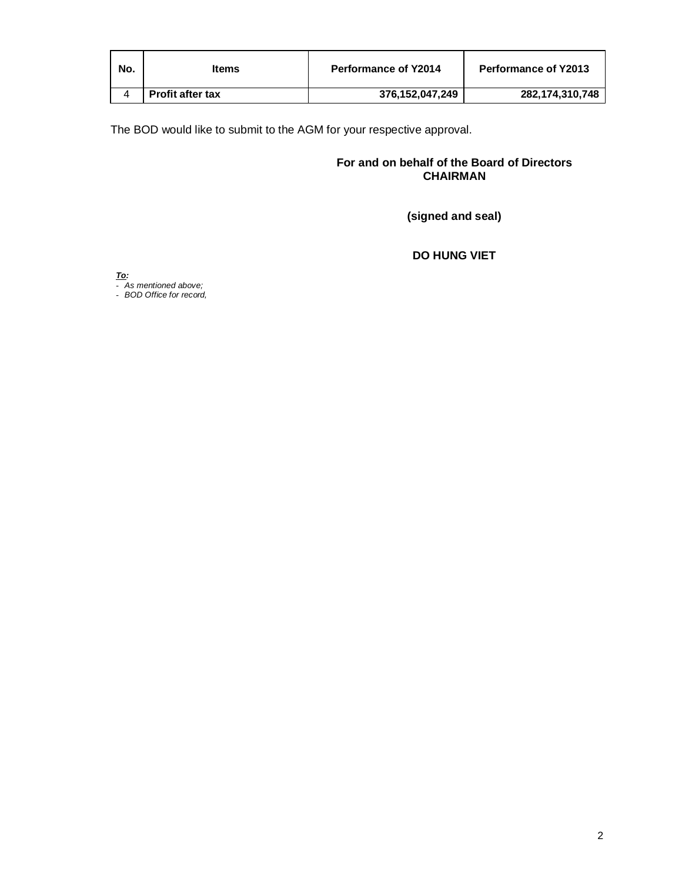| No. | Items | Performance of Y2014 | Performance of Y2013 |
|---|---|---|---|
| 4 | **Profit after tax** | **376,152,047,249** | **282,174,310,748** |

The BOD would like to submit to the AGM for your respective approval.

**For and on behalf of the Board of Directors**
**CHAIRMAN**

**(signed and seal)**

**DO HUNG VIET**

***To:***
- *As mentioned above;*
- *BOD Office for record,*